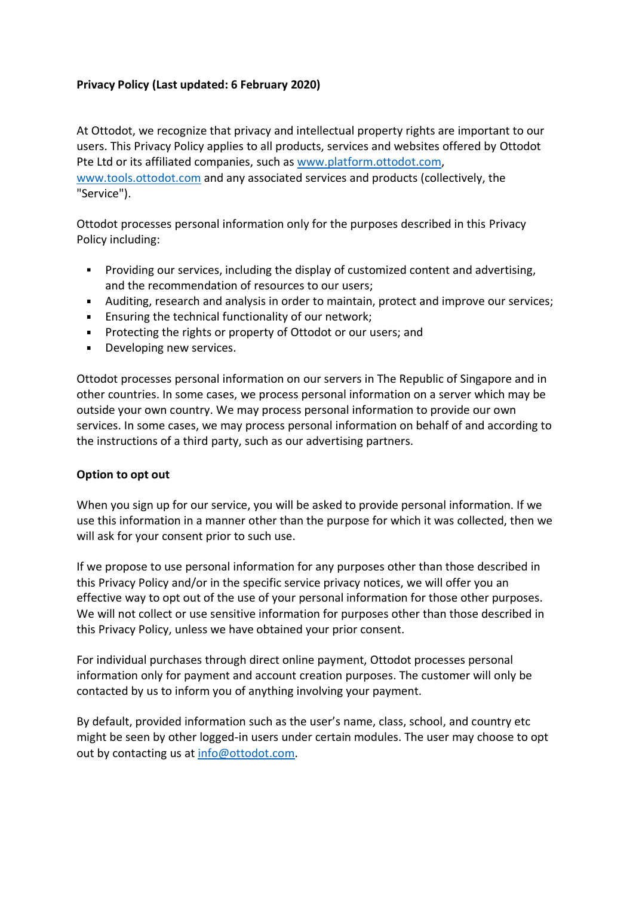**Privacy Policy (Last updated: 6 February 2020)**

At Ottodot, we recognize that privacy and intellectual property rights are important to our users. This Privacy Policy applies to all products, services and websites offered by Ottodot Pte Ltd or its affiliated companies, such as [www.platform.ottodot.com](www.platform.ottodot.com), [www.tools.ottodot.com](www.tools.ottodot.com) and any associated services and products (collectively, the "Service").

Ottodot processes personal information only for the purposes described in this Privacy Policy including:

- Providing our services, including the display of customized content and advertising, and the recommendation of resources to our users;
- Auditing, research and analysis in order to maintain, protect and improve our services;
- Ensuring the technical functionality of our network;
- Protecting the rights or property of Ottodot or our users; and
- Developing new services.

Ottodot processes personal information on our servers in The Republic of Singapore and in other countries. In some cases, we process personal information on a server which may be outside your own country. We may process personal information to provide our own services. In some cases, we may process personal information on behalf of and according to the instructions of a third party, such as our advertising partners.

**Option to opt out**

When you sign up for our service, you will be asked to provide personal information. If we use this information in a manner other than the purpose for which it was collected, then we will ask for your consent prior to such use.

If we propose to use personal information for any purposes other than those described in this Privacy Policy and/or in the specific service privacy notices, we will offer you an effective way to opt out of the use of your personal information for those other purposes. We will not collect or use sensitive information for purposes other than those described in this Privacy Policy, unless we have obtained your prior consent.

For individual purchases through direct online payment, Ottodot processes personal information only for payment and account creation purposes. The customer will only be contacted by us to inform you of anything involving your payment.

By default, provided information such as the user's name, class, school, and country etc might be seen by other logged-in users under certain modules. The user may choose to opt out by contacting us at [info@ottodot.com](mailto:info@ottodot.com).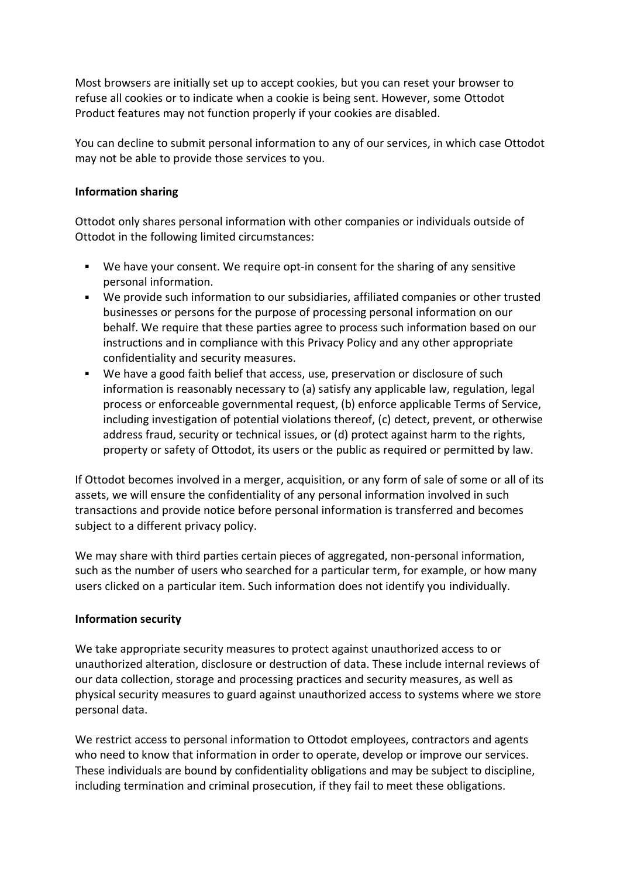Most browsers are initially set up to accept cookies, but you can reset your browser to refuse all cookies or to indicate when a cookie is being sent. However, some Ottodot Product features may not function properly if your cookies are disabled.

You can decline to submit personal information to any of our services, in which case Ottodot may not be able to provide those services to you.

**Information sharing**

Ottodot only shares personal information with other companies or individuals outside of Ottodot in the following limited circumstances:

- We have your consent. We require opt-in consent for the sharing of any sensitive personal information.
- We provide such information to our subsidiaries, affiliated companies or other trusted businesses or persons for the purpose of processing personal information on our behalf. We require that these parties agree to process such information based on our instructions and in compliance with this Privacy Policy and any other appropriate confidentiality and security measures.
- We have a good faith belief that access, use, preservation or disclosure of such information is reasonably necessary to (a) satisfy any applicable law, regulation, legal process or enforceable governmental request, (b) enforce applicable Terms of Service, including investigation of potential violations thereof, (c) detect, prevent, or otherwise address fraud, security or technical issues, or (d) protect against harm to the rights, property or safety of Ottodot, its users or the public as required or permitted by law.

If Ottodot becomes involved in a merger, acquisition, or any form of sale of some or all of its assets, we will ensure the confidentiality of any personal information involved in such transactions and provide notice before personal information is transferred and becomes subject to a different privacy policy.

We may share with third parties certain pieces of aggregated, non-personal information, such as the number of users who searched for a particular term, for example, or how many users clicked on a particular item. Such information does not identify you individually.

**Information security**

We take appropriate security measures to protect against unauthorized access to or unauthorized alteration, disclosure or destruction of data. These include internal reviews of our data collection, storage and processing practices and security measures, as well as physical security measures to guard against unauthorized access to systems where we store personal data.

We restrict access to personal information to Ottodot employees, contractors and agents who need to know that information in order to operate, develop or improve our services. These individuals are bound by confidentiality obligations and may be subject to discipline, including termination and criminal prosecution, if they fail to meet these obligations.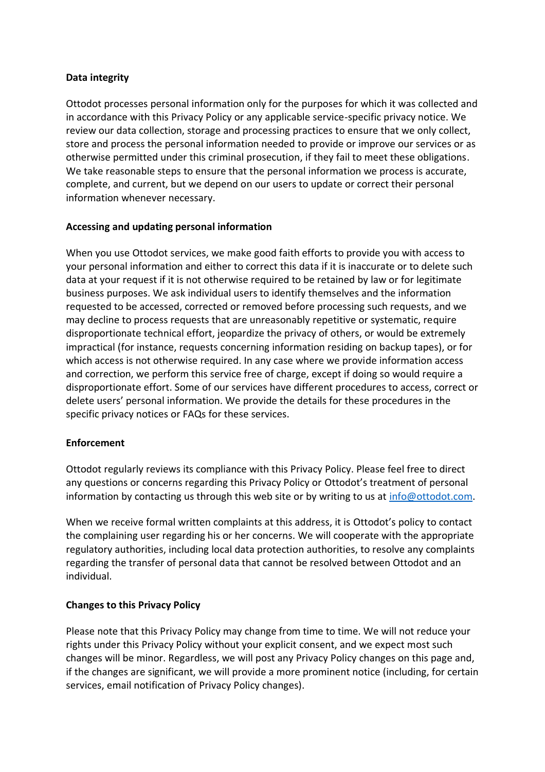**Data integrity**

Ottodot processes personal information only for the purposes for which it was collected and in accordance with this Privacy Policy or any applicable service-specific privacy notice. We review our data collection, storage and processing practices to ensure that we only collect, store and process the personal information needed to provide or improve our services or as otherwise permitted under this criminal prosecution, if they fail to meet these obligations. We take reasonable steps to ensure that the personal information we process is accurate, complete, and current, but we depend on our users to update or correct their personal information whenever necessary.

**Accessing and updating personal information**

When you use Ottodot services, we make good faith efforts to provide you with access to your personal information and either to correct this data if it is inaccurate or to delete such data at your request if it is not otherwise required to be retained by law or for legitimate business purposes. We ask individual users to identify themselves and the information requested to be accessed, corrected or removed before processing such requests, and we may decline to process requests that are unreasonably repetitive or systematic, require disproportionate technical effort, jeopardize the privacy of others, or would be extremely impractical (for instance, requests concerning information residing on backup tapes), or for which access is not otherwise required. In any case where we provide information access and correction, we perform this service free of charge, except if doing so would require a disproportionate effort. Some of our services have different procedures to access, correct or delete users' personal information. We provide the details for these procedures in the specific privacy notices or FAQs for these services.

**Enforcement**

Ottodot regularly reviews its compliance with this Privacy Policy. Please feel free to direct any questions or concerns regarding this Privacy Policy or Ottodot's treatment of personal information by contacting us through this web site or by writing to us at info@ottodot.com.

When we receive formal written complaints at this address, it is Ottodot's policy to contact the complaining user regarding his or her concerns. We will cooperate with the appropriate regulatory authorities, including local data protection authorities, to resolve any complaints regarding the transfer of personal data that cannot be resolved between Ottodot and an individual.

**Changes to this Privacy Policy**

Please note that this Privacy Policy may change from time to time. We will not reduce your rights under this Privacy Policy without your explicit consent, and we expect most such changes will be minor. Regardless, we will post any Privacy Policy changes on this page and, if the changes are significant, we will provide a more prominent notice (including, for certain services, email notification of Privacy Policy changes).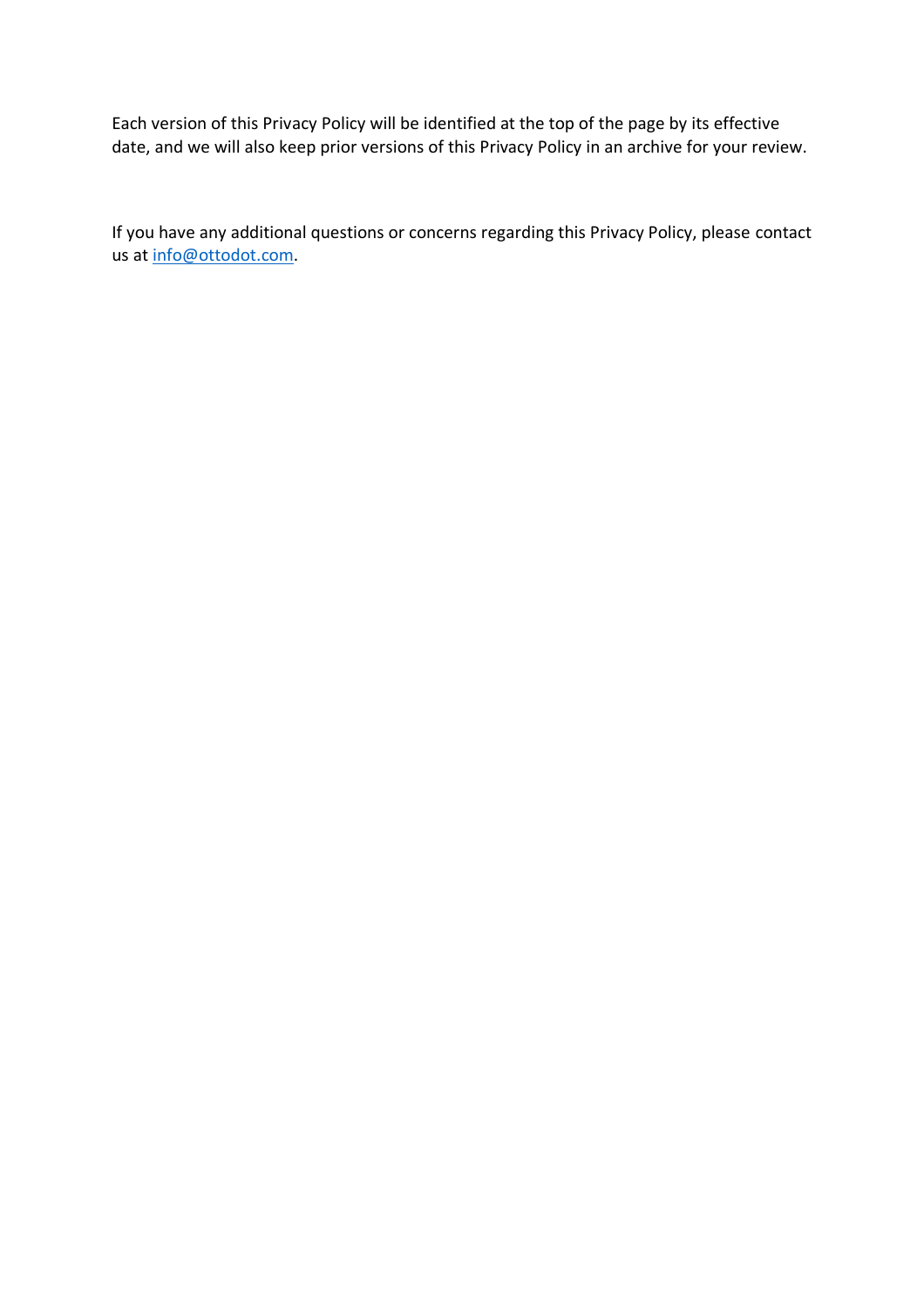Each version of this Privacy Policy will be identified at the top of the page by its effective date, and we will also keep prior versions of this Privacy Policy in an archive for your review.

If you have any additional questions or concerns regarding this Privacy Policy, please contact us at info@ottodot.com.